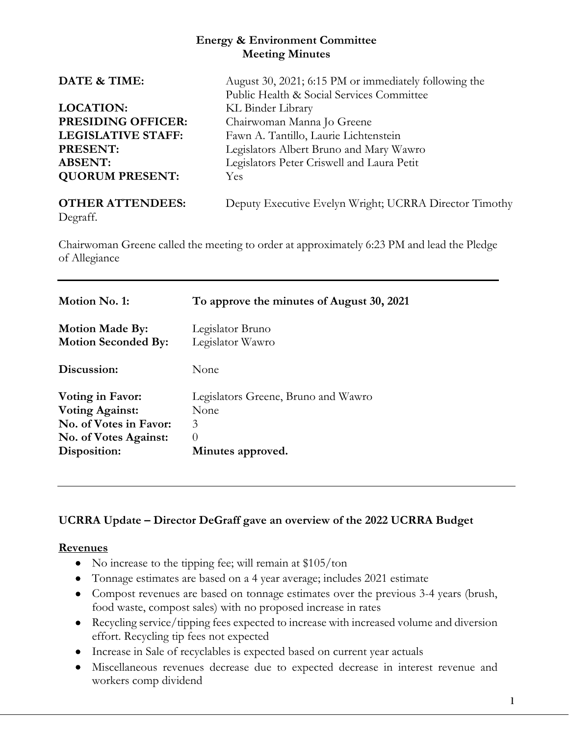**Energy & Environment Committee**
**Meeting Minutes**

| | |
|---|---|
| **DATE & TIME:** | August 30, 2021; 6:15 PM or immediately following the Public Health & Social Services Committee |
| **LOCATION:** | KL Binder Library |
| **PRESIDING OFFICER:** | Chairwoman Manna Jo Greene |
| **LEGISLATIVE STAFF:** | Fawn A. Tantillo, Laurie Lichtenstein |
| **PRESENT:** | Legislators Albert Bruno and Mary Wawro |
| **ABSENT:** | Legislators Peter Criswell and Laura Petit |
| **QUORUM PRESENT:** | Yes |

**OTHER ATTENDEES:** Deputy Executive Evelyn Wright; UCRRA Director Timothy Degraff.

Chairwoman Greene called the meeting to order at approximately 6:23 PM and lead the Pledge of Allegiance

---

| | |
|---|---|
| **Motion No. 1:** | **To approve the minutes of August 30, 2021** |
| **Motion Made By:** | Legislator Bruno |
| **Motion Seconded By:** | Legislator Wawro |
| **Discussion:** | None |
| **Voting in Favor:** | Legislators Greene, Bruno and Wawro |
| **Voting Against:** | None |
| **No. of Votes in Favor:** | 3 |
| **No. of Votes Against:** | 0 |
| **Disposition:** | **Minutes approved.** |

---

**UCRRA Update – Director DeGraff gave an overview of the 2022 UCRRA Budget**

**Revenues**

- No increase to the tipping fee; will remain at $105/ton
- Tonnage estimates are based on a 4 year average; includes 2021 estimate
- Compost revenues are based on tonnage estimates over the previous 3-4 years (brush, food waste, compost sales) with no proposed increase in rates
- Recycling service/tipping fees expected to increase with increased volume and diversion effort. Recycling tip fees not expected
- Increase in Sale of recyclables is expected based on current year actuals
- Miscellaneous revenues decrease due to expected decrease in interest revenue and workers comp dividend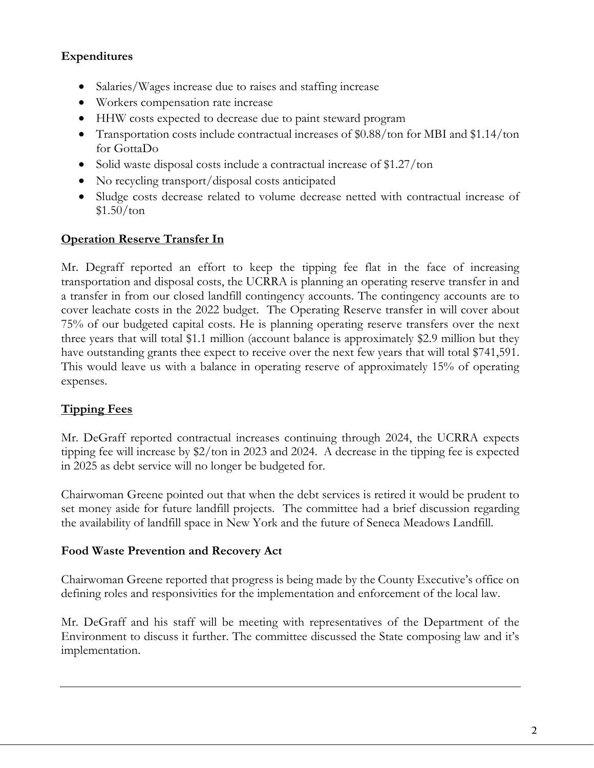**Expenditures**

- Salaries/Wages increase due to raises and staffing increase
- Workers compensation rate increase
- HHW costs expected to decrease due to paint steward program
- Transportation costs include contractual increases of $0.88/ton for MBI and $1.14/ton for GottaDo
- Solid waste disposal costs include a contractual increase of $1.27/ton
- No recycling transport/disposal costs anticipated
- Sludge costs decrease related to volume decrease netted with contractual increase of $1.50/ton

## Operation Reserve Transfer In

Mr. Degraff reported an effort to keep the tipping fee flat in the face of increasing transportation and disposal costs, the UCRRA is planning an operating reserve transfer in and a transfer in from our closed landfill contingency accounts. The contingency accounts are to cover leachate costs in the 2022 budget. The Operating Reserve transfer in will cover about 75% of our budgeted capital costs. He is planning operating reserve transfers over the next three years that will total $1.1 million (account balance is approximately $2.9 million but they have outstanding grants thee expect to receive over the next few years that will total $741,591. This would leave us with a balance in operating reserve of approximately 15% of operating expenses.

## Tipping Fees

Mr. DeGraff reported contractual increases continuing through 2024, the UCRRA expects tipping fee will increase by $2/ton in 2023 and 2024. A decrease in the tipping fee is expected in 2025 as debt service will no longer be budgeted for.

Chairwoman Greene pointed out that when the debt services is retired it would be prudent to set money aside for future landfill projects. The committee had a brief discussion regarding the availability of landfill space in New York and the future of Seneca Meadows Landfill.

**Food Waste Prevention and Recovery Act**

Chairwoman Greene reported that progress is being made by the County Executive's office on defining roles and responsivities for the implementation and enforcement of the local law.

Mr. DeGraff and his staff will be meeting with representatives of the Department of the Environment to discuss it further. The committee discussed the State composing law and it's implementation.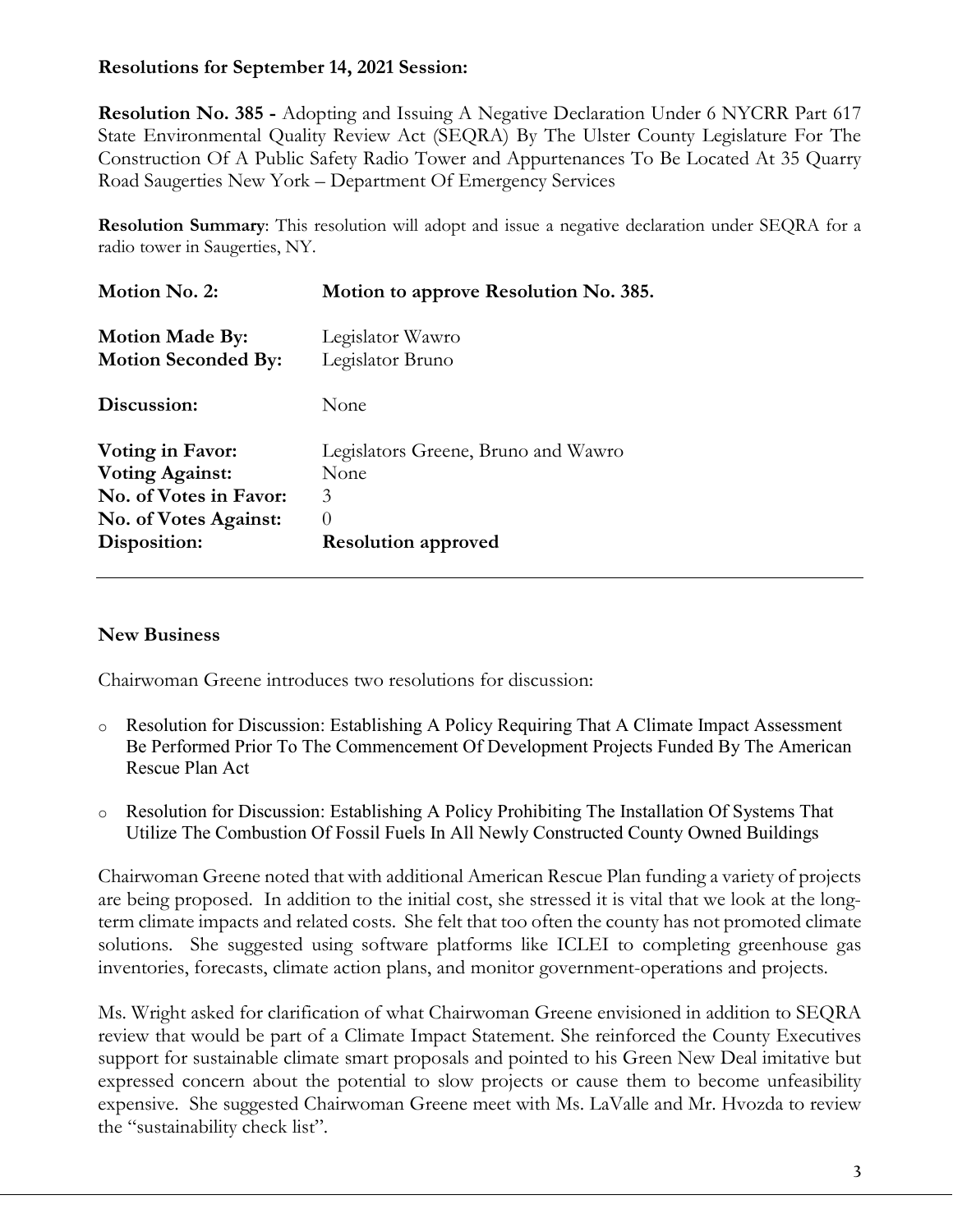**Resolutions for September 14, 2021 Session:**

**Resolution No. 385 -** Adopting and Issuing A Negative Declaration Under 6 NYCRR Part 617 State Environmental Quality Review Act (SEQRA) By The Ulster County Legislature For The Construction Of A Public Safety Radio Tower and Appurtenances To Be Located At 35 Quarry Road Saugerties New York – Department Of Emergency Services

**Resolution Summary**: This resolution will adopt and issue a negative declaration under SEQRA for a radio tower in Saugerties, NY.

| | |
|---|---|
| **Motion No. 2:** | **Motion to approve Resolution No. 385.** |
| **Motion Made By:** | Legislator Wawro |
| **Motion Seconded By:** | Legislator Bruno |
| **Discussion:** | None |
| **Voting in Favor:** | Legislators Greene, Bruno and Wawro |
| **Voting Against:** | None |
| **No. of Votes in Favor:** | 3 |
| **No. of Votes Against:** | 0 |
| **Disposition:** | **Resolution approved** |

---

**New Business**

Chairwoman Greene introduces two resolutions for discussion:

- Resolution for Discussion: Establishing A Policy Requiring That A Climate Impact Assessment Be Performed Prior To The Commencement Of Development Projects Funded By The American Rescue Plan Act
- Resolution for Discussion: Establishing A Policy Prohibiting The Installation Of Systems That Utilize The Combustion Of Fossil Fuels In All Newly Constructed County Owned Buildings

Chairwoman Greene noted that with additional American Rescue Plan funding a variety of projects are being proposed. In addition to the initial cost, she stressed it is vital that we look at the long-term climate impacts and related costs. She felt that too often the county has not promoted climate solutions. She suggested using software platforms like ICLEI to completing greenhouse gas inventories, forecasts, climate action plans, and monitor government-operations and projects.

Ms. Wright asked for clarification of what Chairwoman Greene envisioned in addition to SEQRA review that would be part of a Climate Impact Statement. She reinforced the County Executives support for sustainable climate smart proposals and pointed to his Green New Deal imitative but expressed concern about the potential to slow projects or cause them to become unfeasibility expensive. She suggested Chairwoman Greene meet with Ms. LaValle and Mr. Hvozda to review the "sustainability check list".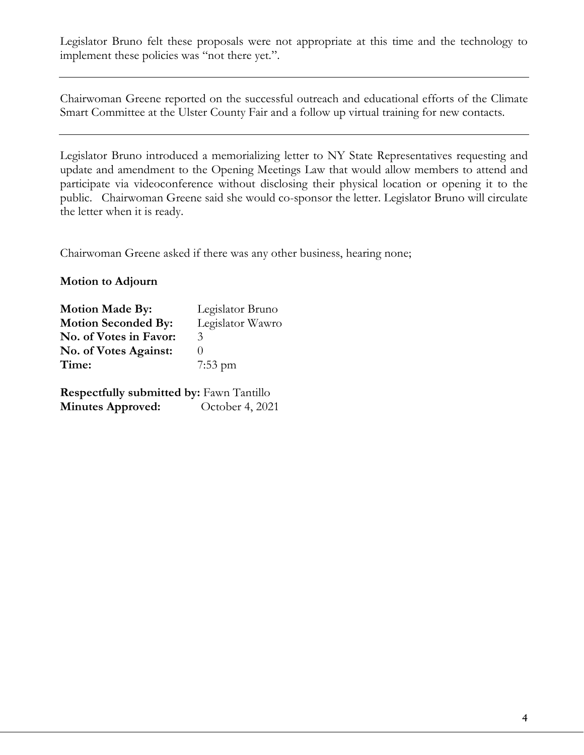Legislator Bruno felt these proposals were not appropriate at this time and the technology to implement these policies was "not there yet.".

---

Chairwoman Greene reported on the successful outreach and educational efforts of the Climate Smart Committee at the Ulster County Fair and a follow up virtual training for new contacts.

---

Legislator Bruno introduced a memorializing letter to NY State Representatives requesting and update and amendment to the Opening Meetings Law that would allow members to attend and participate via videoconference without disclosing their physical location or opening it to the public. Chairwoman Greene said she would co-sponsor the letter. Legislator Bruno will circulate the letter when it is ready.

Chairwoman Greene asked if there was any other business, hearing none;

**Motion to Adjourn**

| | |
|---|---|
| **Motion Made By:** | Legislator Bruno |
| **Motion Seconded By:** | Legislator Wawro |
| **No. of Votes in Favor:** | 3 |
| **No. of Votes Against:** | 0 |
| **Time:** | 7:53 pm |

**Respectfully submitted by:** Fawn Tantillo
**Minutes Approved:** October 4, 2021